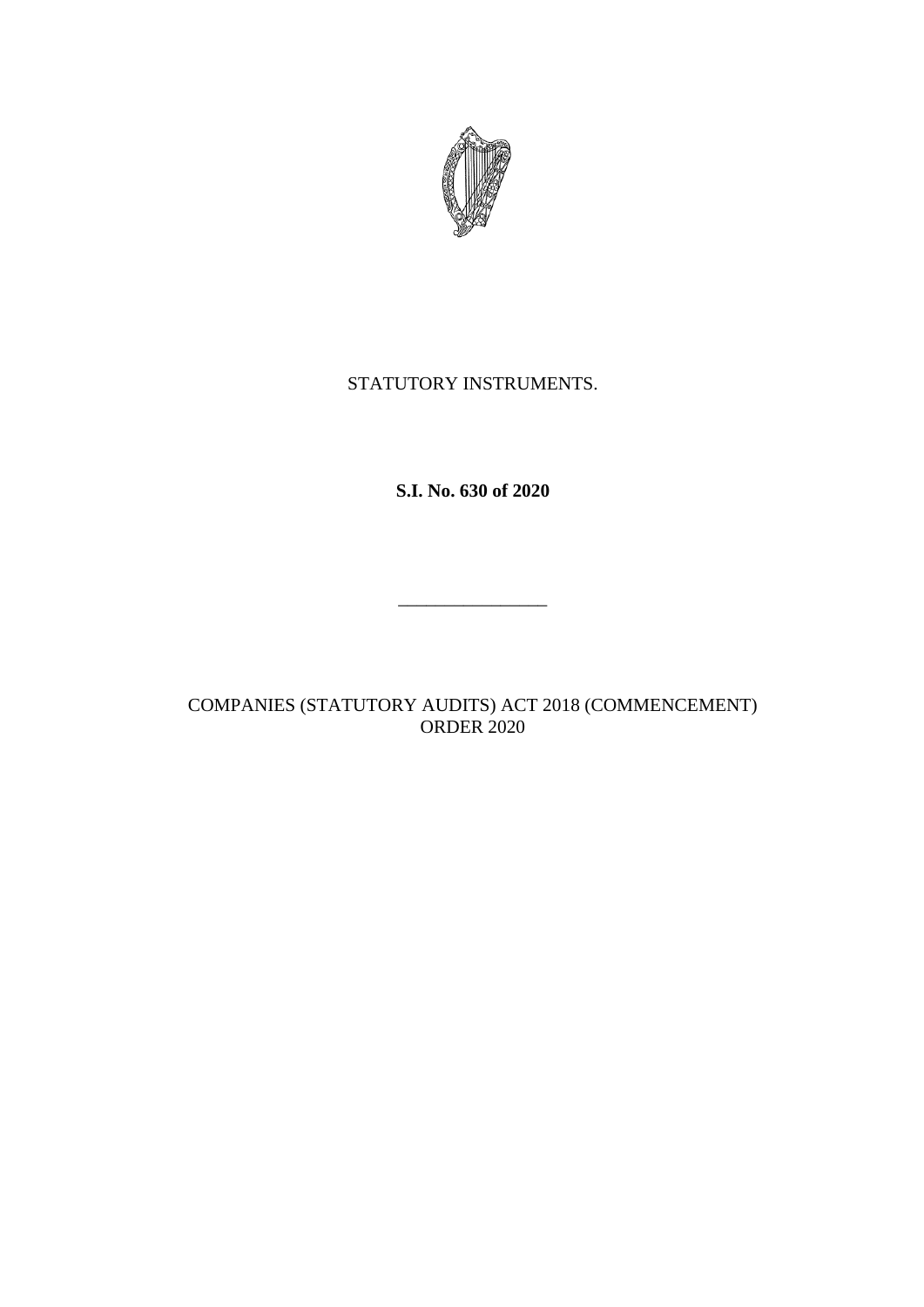STATUTORY INSTRUMENTS.

**S.I. No. 630 of 2020**

________________

COMPANIES (STATUTORY AUDITS) ACT 2018 (COMMENCEMENT) ORDER 2020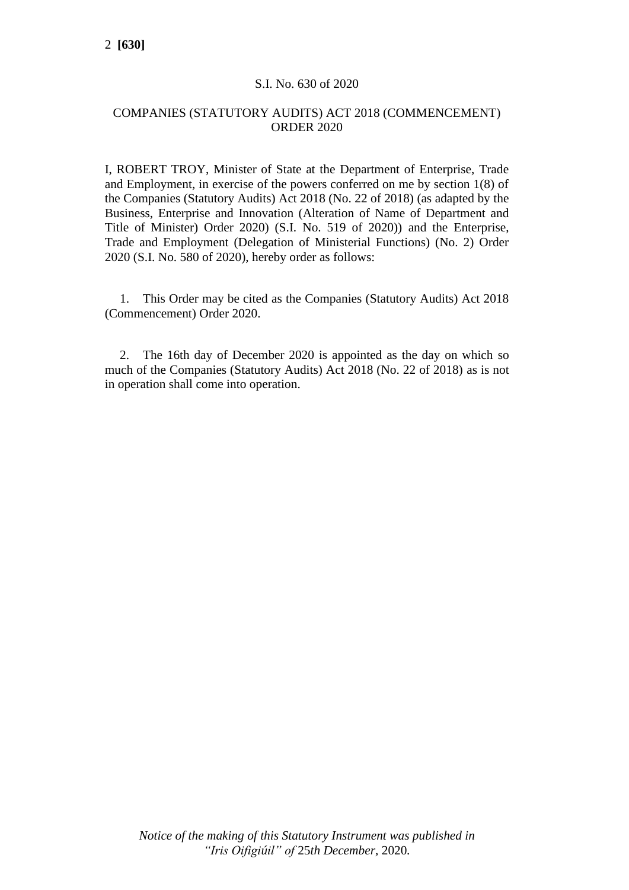S.I. No. 630 of 2020

COMPANIES (STATUTORY AUDITS) ACT 2018 (COMMENCEMENT) ORDER 2020

I, ROBERT TROY, Minister of State at the Department of Enterprise, Trade and Employment, in exercise of the powers conferred on me by section 1(8) of the Companies (Statutory Audits) Act 2018 (No. 22 of 2018) (as adapted by the Business, Enterprise and Innovation (Alteration of Name of Department and Title of Minister) Order 2020) (S.I. No. 519 of 2020)) and the Enterprise, Trade and Employment (Delegation of Ministerial Functions) (No. 2) Order 2020 (S.I. No. 580 of 2020), hereby order as follows:

1. This Order may be cited as the Companies (Statutory Audits) Act 2018 (Commencement) Order 2020.

2. The 16th day of December 2020 is appointed as the day on which so much of the Companies (Statutory Audits) Act 2018 (No. 22 of 2018) as is not in operation shall come into operation.

*Notice of the making of this Statutory Instrument was published in "Iris Oifigiúil" of* 25*th December*, 2020*.*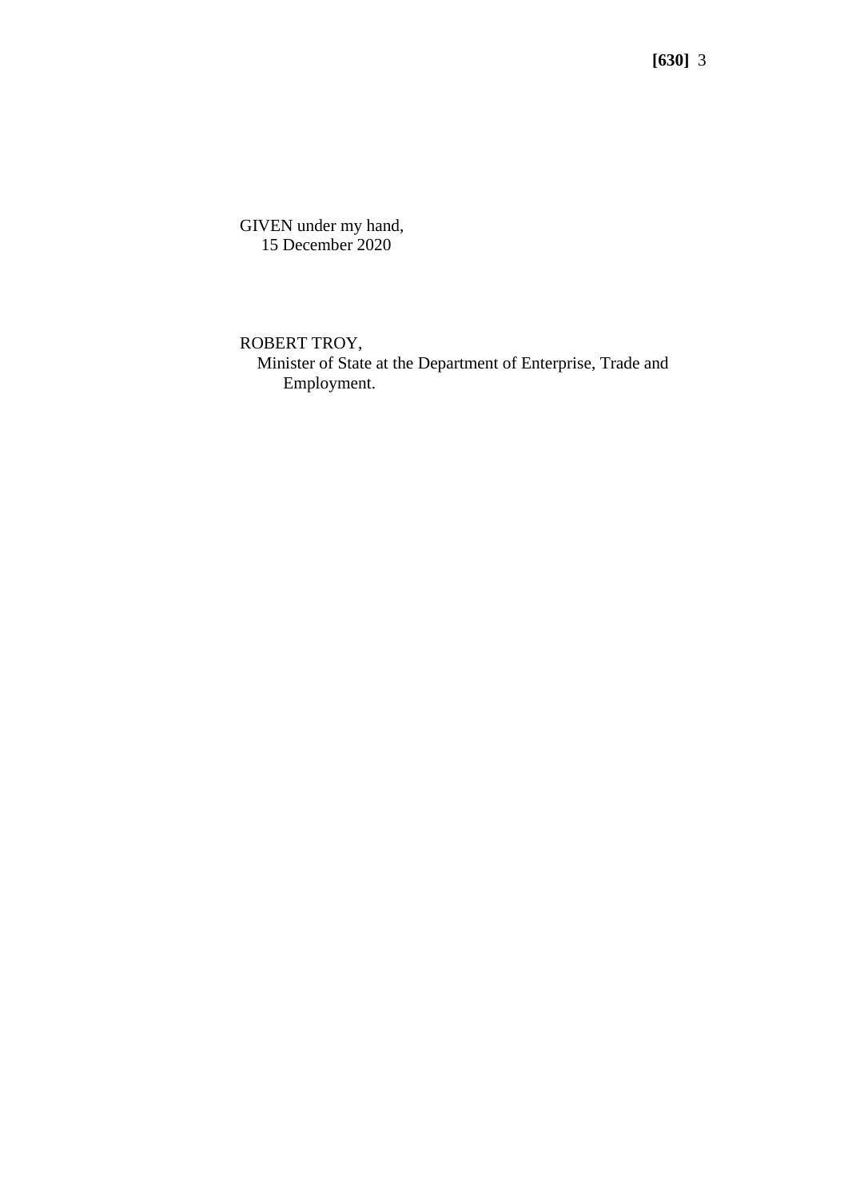GIVEN under my hand,
15 December 2020

ROBERT TROY,
Minister of State at the Department of Enterprise, Trade and Employment.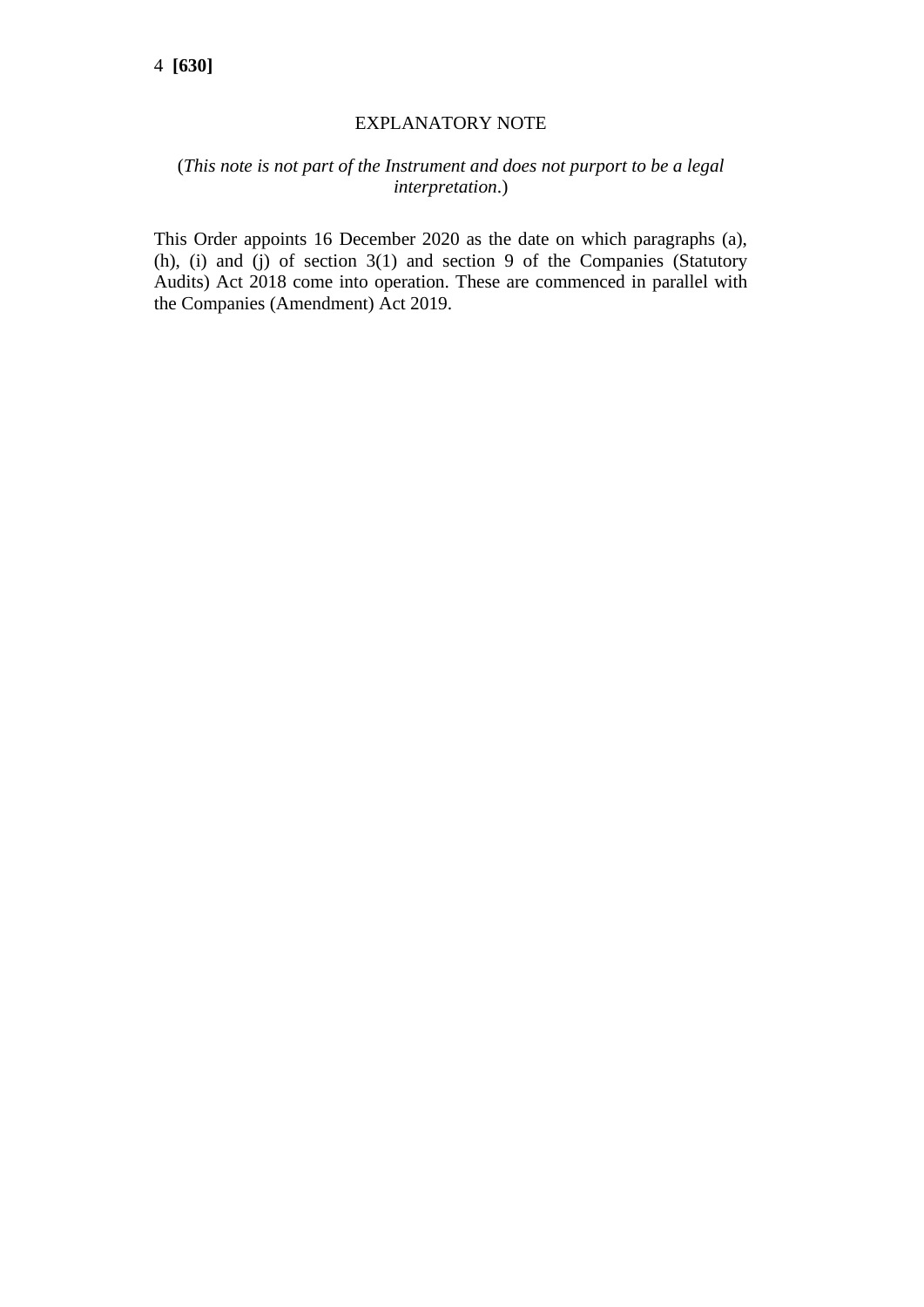## EXPLANATORY NOTE

(*This note is not part of the Instrument and does not purport to be a legal interpretation*.)

This Order appoints 16 December 2020 as the date on which paragraphs (a), (h), (i) and (j) of section 3(1) and section 9 of the Companies (Statutory Audits) Act 2018 come into operation. These are commenced in parallel with the Companies (Amendment) Act 2019.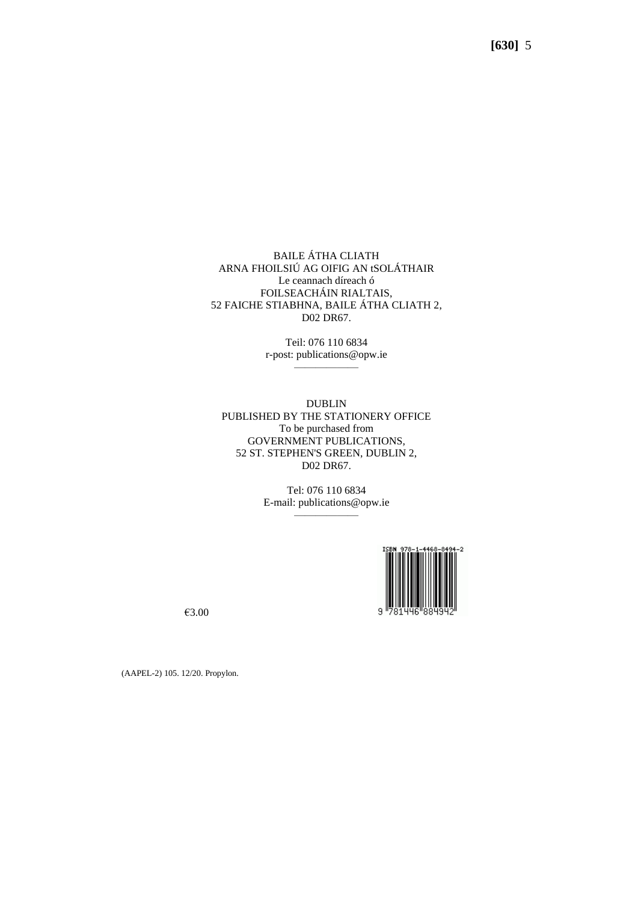BAILE ÁTHA CLIATH
ARNA FHOILSIÚ AG OIFIG AN tSOLÁTHAIR
Le ceannach díreach ó
FOILSEACHÁIN RIALTAIS,
52 FAICHE STIABHNA, BAILE ÁTHA CLIATH 2,
D02 DR67.

Teil: 076 110 6834
r-post: publications@opw.ie

---

DUBLIN
PUBLISHED BY THE STATIONERY OFFICE
To be purchased from
GOVERNMENT PUBLICATIONS,
52 ST. STEPHEN'S GREEN, DUBLIN 2,
D02 DR67.

Tel: 076 110 6834
E-mail: publications@opw.ie

---

ISBN 978-1-4468-8494-2

9 781446 884942

€3.00

(AAPEL-2) 105. 12/20. Propylon.